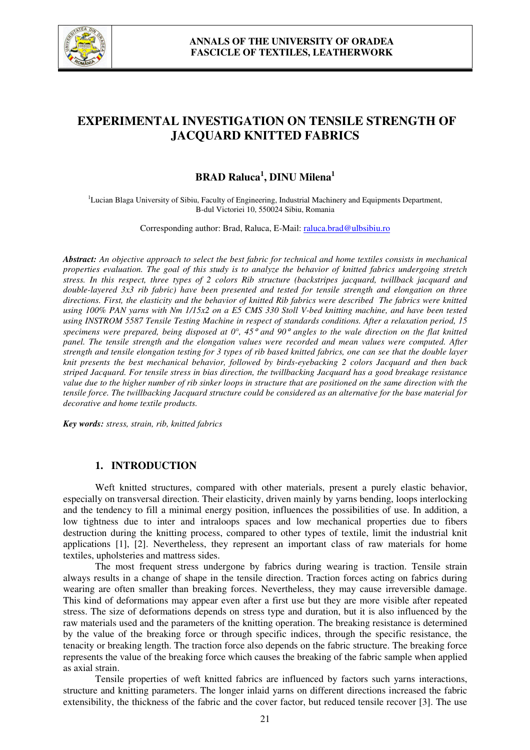# EXPERIMENTAL INVESTIGATION ON TENSILE STRENGTH OF JACQUARD KNITTED FABRICS

**BRAD Raluca[1], DINU Milena[1]**

[1]Lucian Blaga University of Sibiu, Faculty of Engineering, Industrial Machinery and Equipments Department, B-dul Victoriei 10, 550024 Sibiu, Romania

Corresponding author: Brad, Raluca, E-Mail: raluca.brad@ulbsibiu.ro

***Abstract:*** *An objective approach to select the best fabric for technical and home textiles consists in mechanical properties evaluation. The goal of this study is to analyze the behavior of knitted fabrics undergoing stretch stress. In this respect, three types of 2 colors Rib structure (backstripes jacquard, twillback jacquard and double-layered 3x3 rib fabric) have been presented and tested for tensile strength and elongation on three directions. First, the elasticity and the behavior of knitted Rib fabrics were described The fabrics were knitted using 100% PAN yarns with Nm 1/15x2 on a E5 CMS 330 Stoll V-bed knitting machine, and have been tested using INSTROM 5587 Tensile Testing Machine in respect of standards conditions. After a relaxation period, 15 specimens were prepared, being disposed at 0°, 45° and 90° angles to the wale direction on the flat knitted panel. The tensile strength and the elongation values were recorded and mean values were computed. After strength and tensile elongation testing for 3 types of rib based knitted fabrics, one can see that the double layer knit presents the best mechanical behavior, followed by birds-eyebacking 2 colors Jacquard and then back striped Jacquard. For tensile stress in bias direction, the twillbacking Jacquard has a good breakage resistance value due to the higher number of rib sinker loops in structure that are positioned on the same direction with the tensile force. The twillbacking Jacquard structure could be considered as an alternative for the base material for decorative and home textile products.*

***Key words:*** *stress, strain, rib, knitted fabrics*

## 1. INTRODUCTION

Weft knitted structures, compared with other materials, present a purely elastic behavior, especially on transversal direction. Their elasticity, driven mainly by yarns bending, loops interlocking and the tendency to fill a minimal energy position, influences the possibilities of use. In addition, a low tightness due to inter and intraloops spaces and low mechanical properties due to fibers destruction during the knitting process, compared to other types of textile, limit the industrial knit applications [1], [2]. Nevertheless, they represent an important class of raw materials for home textiles, upholsteries and mattress sides.

The most frequent stress undergone by fabrics during wearing is traction. Tensile strain always results in a change of shape in the tensile direction. Traction forces acting on fabrics during wearing are often smaller than breaking forces. Nevertheless, they may cause irreversible damage. This kind of deformations may appear even after a first use but they are more visible after repeated stress. The size of deformations depends on stress type and duration, but it is also influenced by the raw materials used and the parameters of the knitting operation. The breaking resistance is determined by the value of the breaking force or through specific indices, through the specific resistance, the tenacity or breaking length. The traction force also depends on the fabric structure. The breaking force represents the value of the breaking force which causes the breaking of the fabric sample when applied as axial strain.

Tensile properties of weft knitted fabrics are influenced by factors such yarns interactions, structure and knitting parameters. The longer inlaid yarns on different directions increased the fabric extensibility, the thickness of the fabric and the cover factor, but reduced tensile recover [3]. The use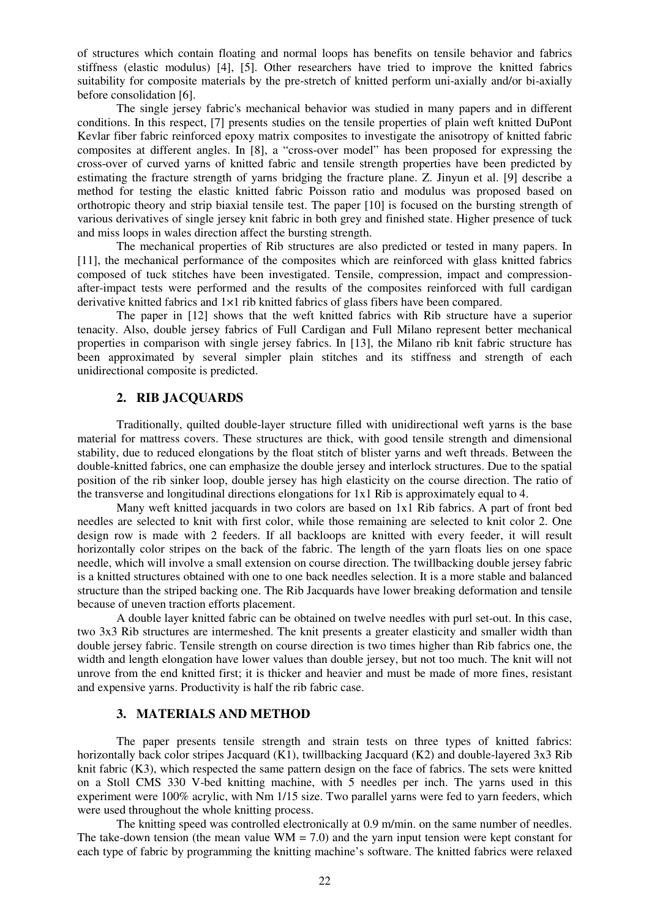of structures which contain floating and normal loops has benefits on tensile behavior and fabrics stiffness (elastic modulus) [4], [5]. Other researchers have tried to improve the knitted fabrics suitability for composite materials by the pre-stretch of knitted perform uni-axially and/or bi-axially before consolidation [6].

The single jersey fabric's mechanical behavior was studied in many papers and in different conditions. In this respect, [7] presents studies on the tensile properties of plain weft knitted DuPont Kevlar fiber fabric reinforced epoxy matrix composites to investigate the anisotropy of knitted fabric composites at different angles. In [8], a "cross-over model" has been proposed for expressing the cross-over of curved yarns of knitted fabric and tensile strength properties have been predicted by estimating the fracture strength of yarns bridging the fracture plane. Z. Jinyun et al. [9] describe a method for testing the elastic knitted fabric Poisson ratio and modulus was proposed based on orthotropic theory and strip biaxial tensile test. The paper [10] is focused on the bursting strength of various derivatives of single jersey knit fabric in both grey and finished state. Higher presence of tuck and miss loops in wales direction affect the bursting strength.

The mechanical properties of Rib structures are also predicted or tested in many papers. In [11], the mechanical performance of the composites which are reinforced with glass knitted fabrics composed of tuck stitches have been investigated. Tensile, compression, impact and compression-after-impact tests were performed and the results of the composites reinforced with full cardigan derivative knitted fabrics and 1×1 rib knitted fabrics of glass fibers have been compared.

The paper in [12] shows that the weft knitted fabrics with Rib structure have a superior tenacity. Also, double jersey fabrics of Full Cardigan and Full Milano represent better mechanical properties in comparison with single jersey fabrics. In [13], the Milano rib knit fabric structure has been approximated by several simpler plain stitches and its stiffness and strength of each unidirectional composite is predicted.

## 2. RIB JACQUARDS

Traditionally, quilted double-layer structure filled with unidirectional weft yarns is the base material for mattress covers. These structures are thick, with good tensile strength and dimensional stability, due to reduced elongations by the float stitch of blister yarns and weft threads. Between the double-knitted fabrics, one can emphasize the double jersey and interlock structures. Due to the spatial position of the rib sinker loop, double jersey has high elasticity on the course direction. The ratio of the transverse and longitudinal directions elongations for 1x1 Rib is approximately equal to 4.

Many weft knitted jacquards in two colors are based on 1x1 Rib fabrics. A part of front bed needles are selected to knit with first color, while those remaining are selected to knit color 2. One design row is made with 2 feeders. If all backloops are knitted with every feeder, it will result horizontally color stripes on the back of the fabric. The length of the yarn floats lies on one space needle, which will involve a small extension on course direction. The twillbacking double jersey fabric is a knitted structures obtained with one to one back needles selection. It is a more stable and balanced structure than the striped backing one. The Rib Jacquards have lower breaking deformation and tensile because of uneven traction efforts placement.

A double layer knitted fabric can be obtained on twelve needles with purl set-out. In this case, two 3x3 Rib structures are intermeshed. The knit presents a greater elasticity and smaller width than double jersey fabric. Tensile strength on course direction is two times higher than Rib fabrics one, the width and length elongation have lower values than double jersey, but not too much. The knit will not unrove from the end knitted first; it is thicker and heavier and must be made of more fines, resistant and expensive yarns. Productivity is half the rib fabric case.

## 3. MATERIALS AND METHOD

The paper presents tensile strength and strain tests on three types of knitted fabrics: horizontally back color stripes Jacquard (K1), twillbacking Jacquard (K2) and double-layered 3x3 Rib knit fabric (K3), which respected the same pattern design on the face of fabrics. The sets were knitted on a Stoll CMS 330 V-bed knitting machine, with 5 needles per inch. The yarns used in this experiment were 100% acrylic, with Nm 1/15 size. Two parallel yarns were fed to yarn feeders, which were used throughout the whole knitting process.

The knitting speed was controlled electronically at 0.9 m/min. on the same number of needles. The take-down tension (the mean value WM = 7.0) and the yarn input tension were kept constant for each type of fabric by programming the knitting machine's software. The knitted fabrics were relaxed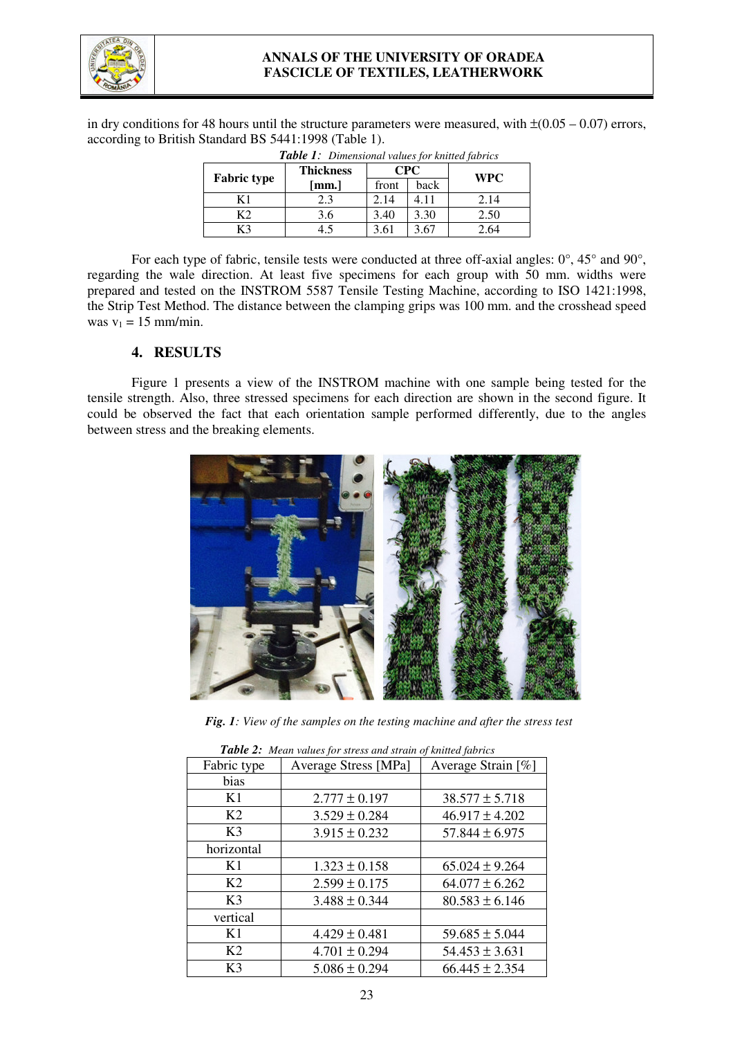in dry conditions for 48 hours until the structure parameters were measured, with ±(0.05 – 0.07) errors, according to British Standard BS 5441:1998 (Table 1).

***Table 1**: Dimensional values for knitted fabrics*

| Fabric type | Thickness [mm.] | CPC | | WPC |
|---|---|---|---|---|
| | | front | back | |
| K1 | 2.3 | 2.14 | 4.11 | 2.14 |
| K2 | 3.6 | 3.40 | 3.30 | 2.50 |
| K3 | 4.5 | 3.61 | 3.67 | 2.64 |

For each type of fabric, tensile tests were conducted at three off-axial angles: 0°, 45° and 90°, regarding the wale direction. At least five specimens for each group with 50 mm. widths were prepared and tested on the INSTROM 5587 Tensile Testing Machine, according to ISO 1421:1998, the Strip Test Method. The distance between the clamping grips was 100 mm. and the crosshead speed was $v_1$ = 15 mm/min.

## 4. RESULTS

Figure 1 presents a view of the INSTROM machine with one sample being tested for the tensile strength. Also, three stressed specimens for each direction are shown in the second figure. It could be observed the fact that each orientation sample performed differently, due to the angles between stress and the breaking elements.

***Fig. 1**: View of the samples on the testing machine and after the stress test*

***Table 2:** Mean values for stress and strain of knitted fabrics*

| Fabric type | Average Stress [MPa] | Average Strain [%] |
|---|---|---|
| bias | | |
| K1 | 2.777 ± 0.197 | 38.577 ± 5.718 |
| K2 | 3.529 ± 0.284 | 46.917 ± 4.202 |
| K3 | 3.915 ± 0.232 | 57.844 ± 6.975 |
| horizontal | | |
| K1 | 1.323 ± 0.158 | 65.024 ± 9.264 |
| K2 | 2.599 ± 0.175 | 64.077 ± 6.262 |
| K3 | 3.488 ± 0.344 | 80.583 ± 6.146 |
| vertical | | |
| K1 | 4.429 ± 0.481 | 59.685 ± 5.044 |
| K2 | 4.701 ± 0.294 | 54.453 ± 3.631 |
| K3 | 5.086 ± 0.294 | 66.445 ± 2.354 |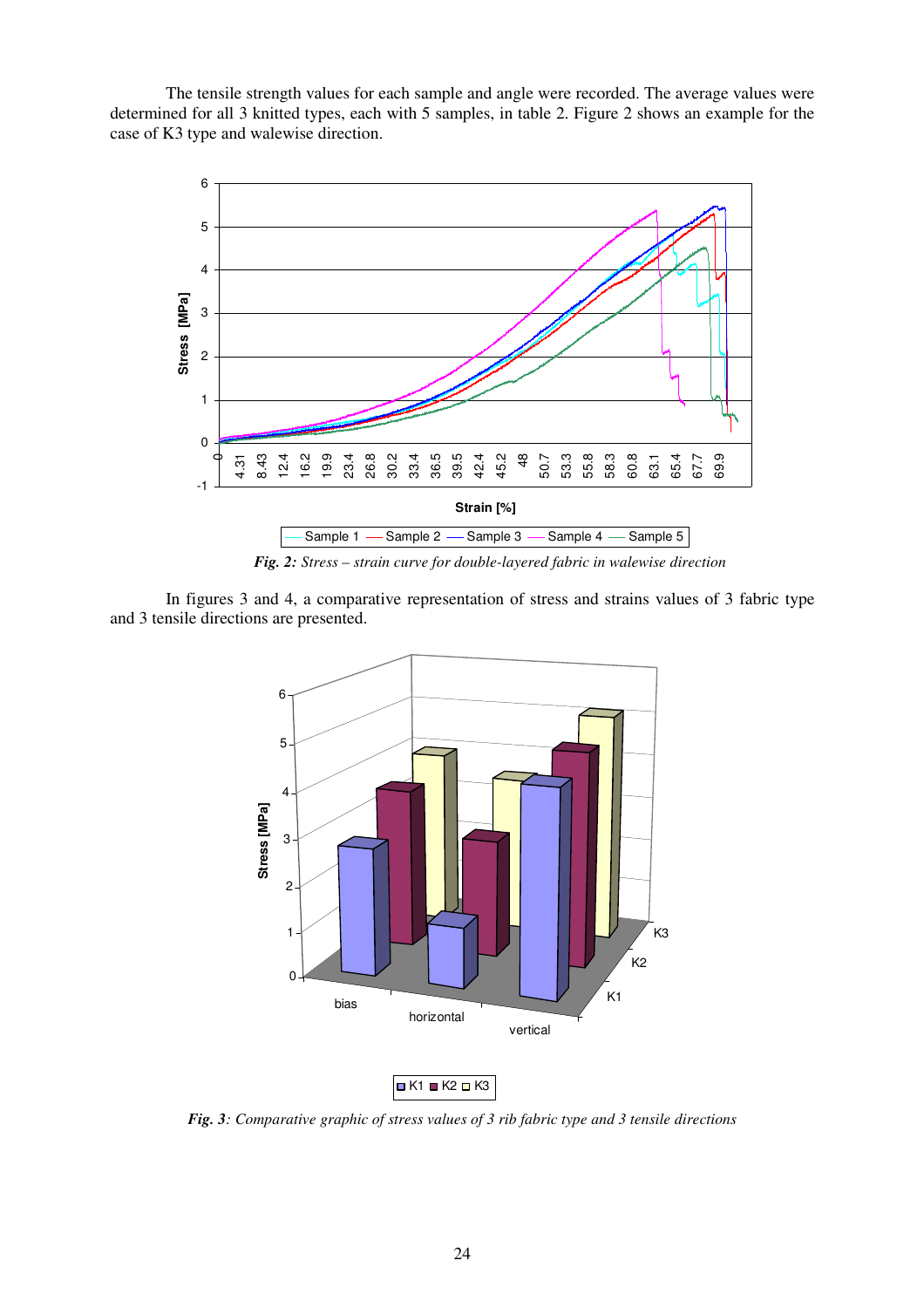The tensile strength values for each sample and angle were recorded. The average values were determined for all 3 knitted types, each with 5 samples, in table 2. Figure 2 shows an example for the case of K3 type and walewise direction.

***Fig. 2:*** *Stress – strain curve for double-layered fabric in walewise direction*

In figures 3 and 4, a comparative representation of stress and strains values of 3 fabric type and 3 tensile directions are presented.

***Fig. 3****: Comparative graphic of stress values of 3 rib fabric type and 3 tensile directions*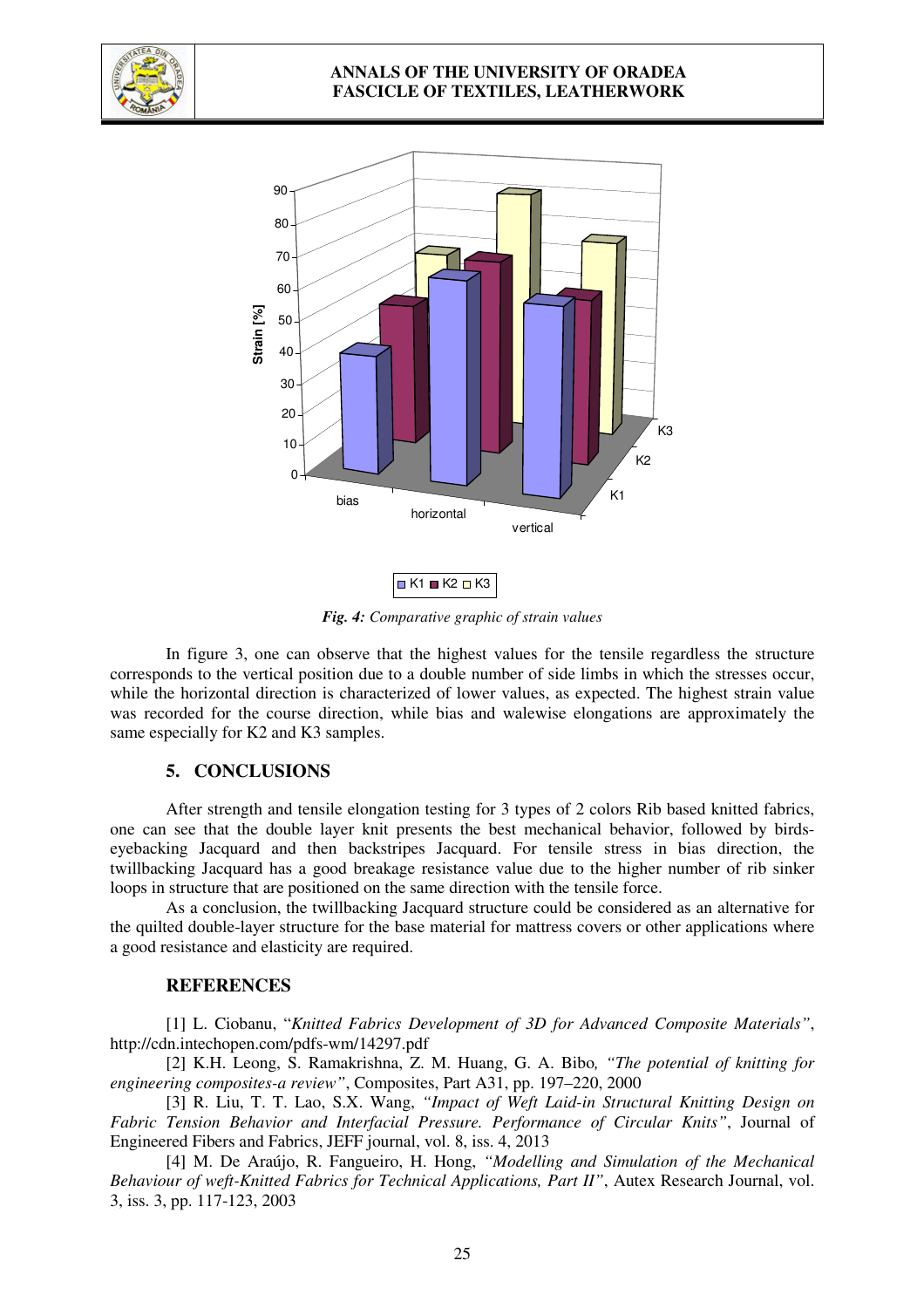*Fig. 4:* Comparative graphic of strain values

In figure 3, one can observe that the highest values for the tensile regardless the structure corresponds to the vertical position due to a double number of side limbs in which the stresses occur, while the horizontal direction is characterized of lower values, as expected. The highest strain value was recorded for the course direction, while bias and walewise elongations are approximately the same especially for K2 and K3 samples.

## 5. CONCLUSIONS

After strength and tensile elongation testing for 3 types of 2 colors Rib based knitted fabrics, one can see that the double layer knit presents the best mechanical behavior, followed by birds-eyebacking Jacquard and then backstripes Jacquard. For tensile stress in bias direction, the twillbacking Jacquard has a good breakage resistance value due to the higher number of rib sinker loops in structure that are positioned on the same direction with the tensile force.

As a conclusion, the twillbacking Jacquard structure could be considered as an alternative for the quilted double-layer structure for the base material for mattress covers or other applications where a good resistance and elasticity are required.

## REFERENCES

[1] L. Ciobanu, "*Knitted Fabrics Development of 3D for Advanced Composite Materials*", http://cdn.intechopen.com/pdfs-wm/14297.pdf

[2] K.H. Leong, S. Ramakrishna, Z. M. Huang, G. A. Bibo, *"The potential of knitting for engineering composites-a review"*, Composites, Part A31, pp. 197–220, 2000

[3] R. Liu, T. T. Lao, S.X. Wang, *"Impact of Weft Laid-in Structural Knitting Design on Fabric Tension Behavior and Interfacial Pressure. Performance of Circular Knits"*, Journal of Engineered Fibers and Fabrics, JEFF journal, vol. 8, iss. 4, 2013

[4] M. De Araújo, R. Fangueiro, H. Hong, *"Modelling and Simulation of the Mechanical Behaviour of weft-Knitted Fabrics for Technical Applications, Part II"*, Autex Research Journal, vol. 3, iss. 3, pp. 117-123, 2003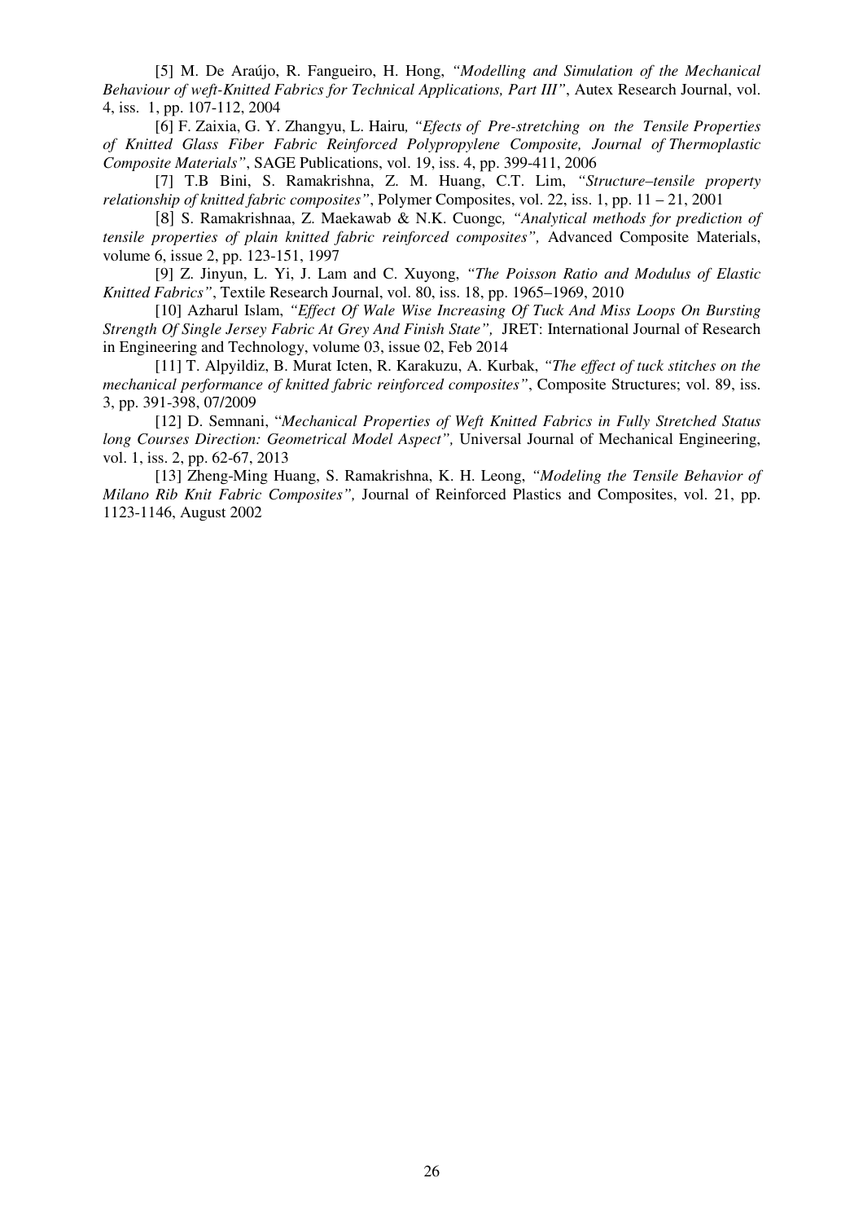[5] M. De Araújo, R. Fangueiro, H. Hong, *"Modelling and Simulation of the Mechanical Behaviour of weft-Knitted Fabrics for Technical Applications, Part III"*, Autex Research Journal, vol. 4, iss. 1, pp. 107-112, 2004

[6] F. Zaixia, G. Y. Zhangyu, L. Hairu*, "Efects of Pre-stretching on the Tensile Properties of Knitted Glass Fiber Fabric Reinforced Polypropylene Composite, Journal of Thermoplastic Composite Materials"*, SAGE Publications, vol. 19, iss. 4, pp. 399-411, 2006

[7] T.B Bini, S. Ramakrishna, Z. M. Huang, C.T. Lim, *"Structure–tensile property relationship of knitted fabric composites"*, Polymer Composites, vol. 22, iss. 1, pp. 11 – 21, 2001

[8] S. Ramakrishnaa, Z. Maekawab & N.K. Cuongc*, "Analytical methods for prediction of tensile properties of plain knitted fabric reinforced composites",* Advanced Composite Materials, volume 6, issue 2, pp. 123-151, 1997

[9] Z. Jinyun, L. Yi, J. Lam and C. Xuyong, *"The Poisson Ratio and Modulus of Elastic Knitted Fabrics"*, Textile Research Journal, vol. 80, iss. 18, pp. 1965–1969, 2010

[10] Azharul Islam, *"Effect Of Wale Wise Increasing Of Tuck And Miss Loops On Bursting Strength Of Single Jersey Fabric At Grey And Finish State",* JRET: International Journal of Research in Engineering and Technology, volume 03, issue 02, Feb 2014

[11] T. Alpyildiz, B. Murat Icten, R. Karakuzu, A. Kurbak, *"The effect of tuck stitches on the mechanical performance of knitted fabric reinforced composites"*, Composite Structures; vol. 89, iss. 3, pp. 391-398, 07/2009

[12] D. Semnani, "*Mechanical Properties of Weft Knitted Fabrics in Fully Stretched Status long Courses Direction: Geometrical Model Aspect",* Universal Journal of Mechanical Engineering, vol. 1, iss. 2, pp. 62-67, 2013

[13] Zheng-Ming Huang, S. Ramakrishna, K. H. Leong, *"Modeling the Tensile Behavior of Milano Rib Knit Fabric Composites",* Journal of Reinforced Plastics and Composites, vol. 21, pp. 1123-1146, August 2002